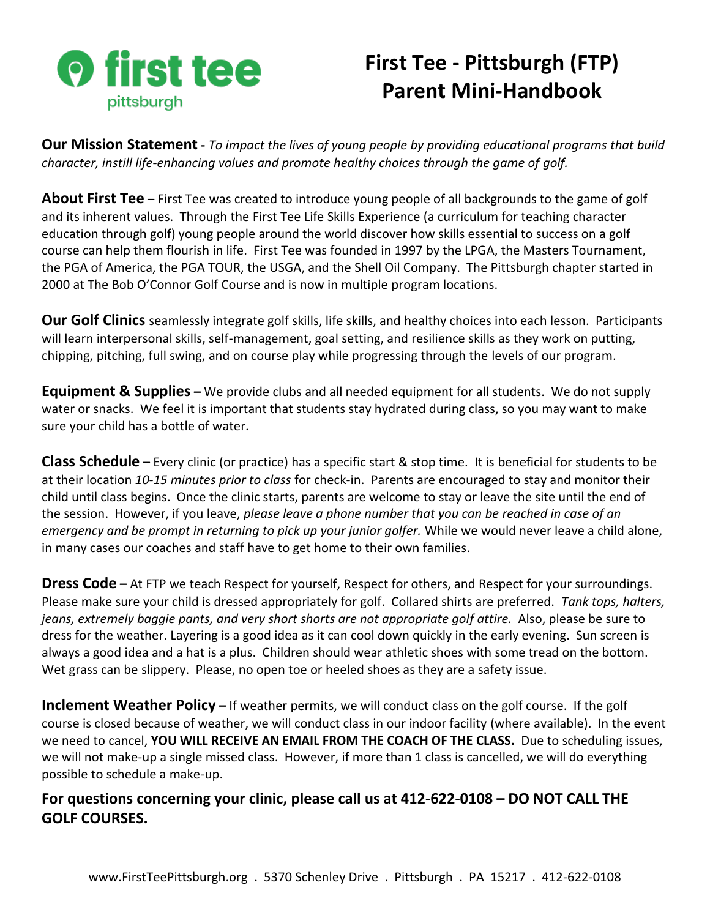first tee
pittsburgh

# First Tee - Pittsburgh (FTP) Parent Mini-Handbook

**Our Mission Statement** - *To impact the lives of young people by providing educational programs that build character, instill life-enhancing values and promote healthy choices through the game of golf.*

**About First Tee** – First Tee was created to introduce young people of all backgrounds to the game of golf and its inherent values. Through the First Tee Life Skills Experience (a curriculum for teaching character education through golf) young people around the world discover how skills essential to success on a golf course can help them flourish in life. First Tee was founded in 1997 by the LPGA, the Masters Tournament, the PGA of America, the PGA TOUR, the USGA, and the Shell Oil Company. The Pittsburgh chapter started in 2000 at The Bob O'Connor Golf Course and is now in multiple program locations.

**Our Golf Clinics** seamlessly integrate golf skills, life skills, and healthy choices into each lesson. Participants will learn interpersonal skills, self-management, goal setting, and resilience skills as they work on putting, chipping, pitching, full swing, and on course play while progressing through the levels of our program.

**Equipment & Supplies –** We provide clubs and all needed equipment for all students. We do not supply water or snacks. We feel it is important that students stay hydrated during class, so you may want to make sure your child has a bottle of water.

**Class Schedule –** Every clinic (or practice) has a specific start & stop time. It is beneficial for students to be at their location *10-15 minutes prior to class* for check-in. Parents are encouraged to stay and monitor their child until class begins. Once the clinic starts, parents are welcome to stay or leave the site until the end of the session. However, if you leave, *please leave a phone number that you can be reached in case of an emergency and be prompt in returning to pick up your junior golfer.* While we would never leave a child alone, in many cases our coaches and staff have to get home to their own families.

**Dress Code –** At FTP we teach Respect for yourself, Respect for others, and Respect for your surroundings. Please make sure your child is dressed appropriately for golf. Collared shirts are preferred. *Tank tops, halters, jeans, extremely baggie pants, and very short shorts are not appropriate golf attire.* Also, please be sure to dress for the weather. Layering is a good idea as it can cool down quickly in the early evening. Sun screen is always a good idea and a hat is a plus. Children should wear athletic shoes with some tread on the bottom. Wet grass can be slippery. Please, no open toe or heeled shoes as they are a safety issue.

**Inclement Weather Policy –** If weather permits, we will conduct class on the golf course. If the golf course is closed because of weather, we will conduct class in our indoor facility (where available). In the event we need to cancel, **YOU WILL RECEIVE AN EMAIL FROM THE COACH OF THE CLASS.** Due to scheduling issues, we will not make-up a single missed class. However, if more than 1 class is cancelled, we will do everything possible to schedule a make-up.

**For questions concerning your clinic, please call us at 412-622-0108 – DO NOT CALL THE GOLF COURSES.**

www.FirstTeePittsburgh.org . 5370 Schenley Drive . Pittsburgh . PA 15217 . 412-622-0108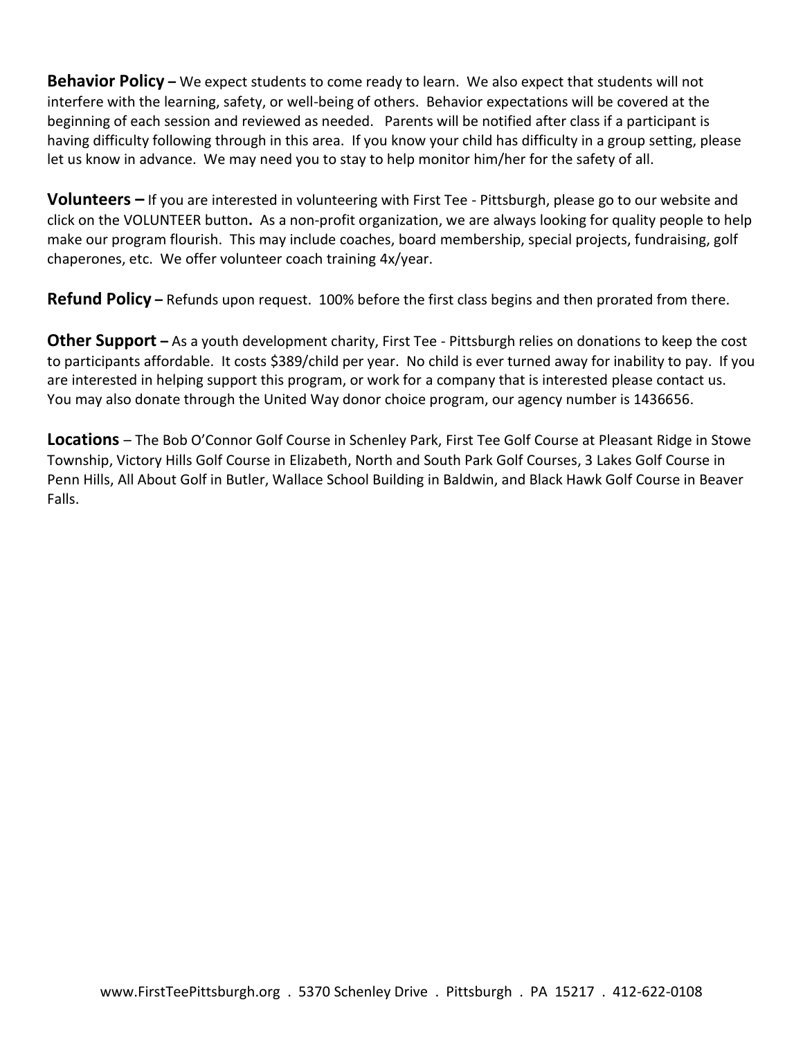**Behavior Policy –** We expect students to come ready to learn. We also expect that students will not interfere with the learning, safety, or well-being of others. Behavior expectations will be covered at the beginning of each session and reviewed as needed. Parents will be notified after class if a participant is having difficulty following through in this area. If you know your child has difficulty in a group setting, please let us know in advance. We may need you to stay to help monitor him/her for the safety of all.

**Volunteers –** If you are interested in volunteering with First Tee - Pittsburgh, please go to our website and click on the VOLUNTEER button**.** As a non-profit organization, we are always looking for quality people to help make our program flourish. This may include coaches, board membership, special projects, fundraising, golf chaperones, etc. We offer volunteer coach training 4x/year.

**Refund Policy –** Refunds upon request. 100% before the first class begins and then prorated from there.

**Other Support –** As a youth development charity, First Tee - Pittsburgh relies on donations to keep the cost to participants affordable. It costs $389/child per year. No child is ever turned away for inability to pay. If you are interested in helping support this program, or work for a company that is interested please contact us. You may also donate through the United Way donor choice program, our agency number is 1436656.

**Locations** – The Bob O'Connor Golf Course in Schenley Park, First Tee Golf Course at Pleasant Ridge in Stowe Township, Victory Hills Golf Course in Elizabeth, North and South Park Golf Courses, 3 Lakes Golf Course in Penn Hills, All About Golf in Butler, Wallace School Building in Baldwin, and Black Hawk Golf Course in Beaver Falls.

www.FirstTeePittsburgh.org . 5370 Schenley Drive . Pittsburgh . PA 15217 . 412-622-0108